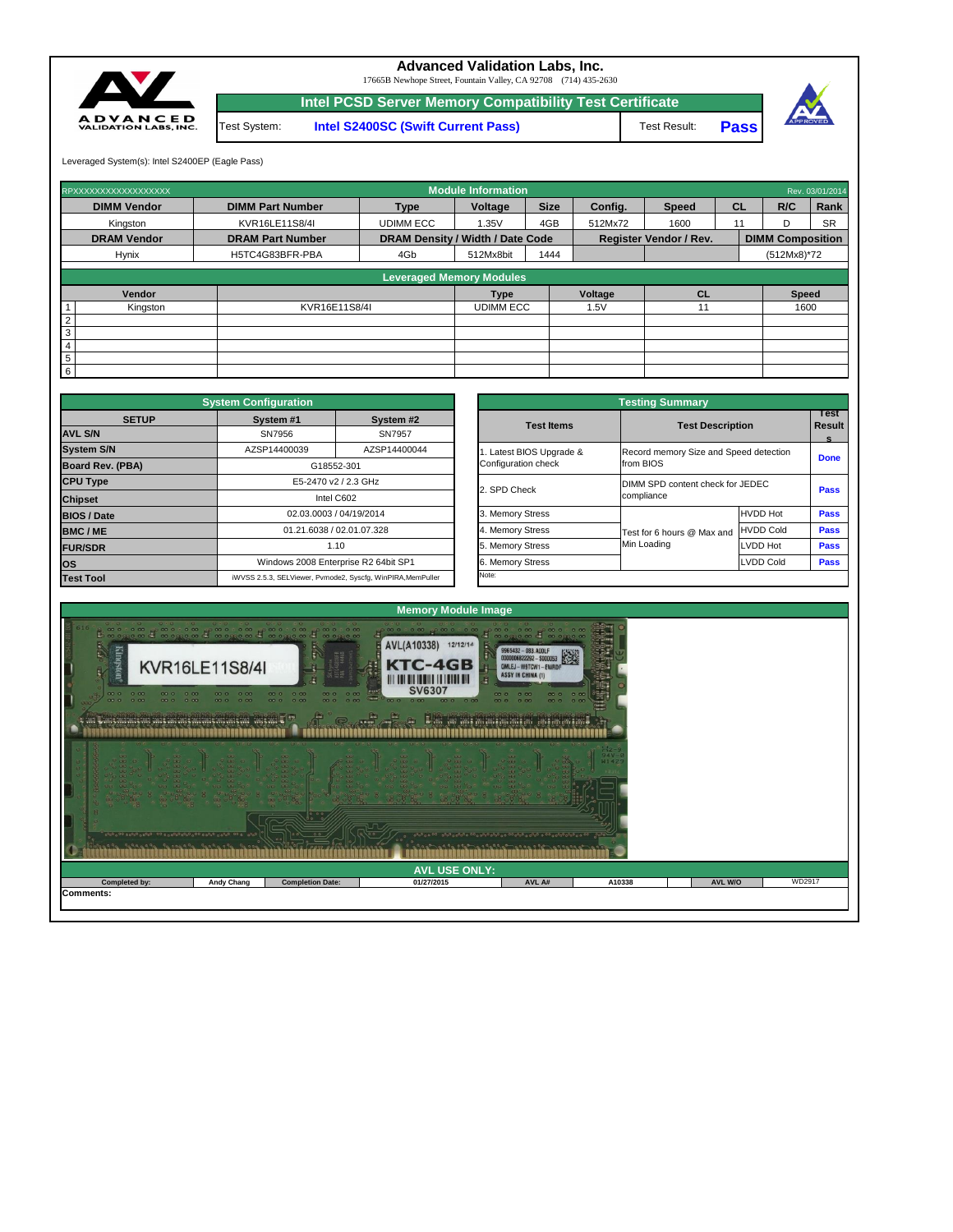# Advanced Validation Labs, Inc.

17665B Newhope Street, Fountain Valley, CA 92708 (714) 435-2630

## Intel PCSD Server Memory Compatibility Test Certificate

| Test System: | Intel S2400SC (Swift Current Pass) | Test Result: | Pass |
|---|---|---|---|

Leveraged System(s): Intel S2400EP (Eagle Pass)

### Module Information

RPXXXXXXXXXXXXXXXXXX — Rev. 03/01/2014

| DIMM Vendor | DIMM Part Number | Type | Voltage | Size | Config. | Speed | CL | R/C | Rank |
|---|---|---|---|---|---|---|---|---|---|
| Kingston | KVR16LE11S8/4I | UDIMM ECC | 1.35V | 4GB | 512Mx72 | 1600 | 11 | D | SR |

| DRAM Vendor | DRAM Part Number | DRAM Density / Width / Date Code | | | Register Vendor / Rev. | | DIMM Composition |
|---|---|---|---|---|---|---|---|
| Hynix | H5TC4G83BFR-PBA | 4Gb | 512Mx8bit | 1444 | | | (512Mx8)*72 |

### Leveraged Memory Modules

| # | Vendor | | Type | Voltage | CL | Speed |
|---|---|---|---|---|---|---|
| 1 | Kingston | KVR16E11S8/4I | UDIMM ECC | 1.5V | 11 | 1600 |
| 2 | | | | | | |
| 3 | | | | | | |
| 4 | | | | | | |
| 5 | | | | | | |
| 6 | | | | | | |

### System Configuration

| SETUP | System #1 | System #2 |
|---|---|---|
| AVL S/N | SN7956 | SN7957 |
| System S/N | AZSP14400039 | AZSP14400044 |
| Board Rev. (PBA) | G18552-301 | |
| CPU Type | E5-2470 v2 / 2.3 GHz | |
| Chipset | Intel C602 | |
| BIOS / Date | 02.03.0003 / 04/19/2014 | |
| BMC / ME | 01.21.6038 / 02.01.07.328 | |
| FUR/SDR | 1.10 | |
| OS | Windows 2008 Enterprise R2 64bit SP1 | |
| Test Tool | iWVSS 2.5.3, SELViewer, Pvmode2, Syscfg, WinPIRA,MemPuller | |

### Testing Summary

| Test Items | Test Description | | Test Results |
|---|---|---|---|
| 1. Latest BIOS Upgrade & Configuration check | Record memory Size and Speed detection from BIOS | | Done |
| 2. SPD Check | DIMM SPD content check for JEDEC compliance | | Pass |
| 3. Memory Stress | Test for 6 hours @ Max and Min Loading | HVDD Hot | Pass |
| 4. Memory Stress | | HVDD Cold | Pass |
| 5. Memory Stress | | LVDD Hot | Pass |
| 6. Memory Stress | | LVDD Cold | Pass |

Note:

### Memory Module Image

### AVL USE ONLY:

| Completed by: | Andy Chang | Completion Date: | 01/27/2015 | AVL A# | A10338 | AVL W/O | WD2917 |
|---|---|---|---|---|---|---|---|

Comments: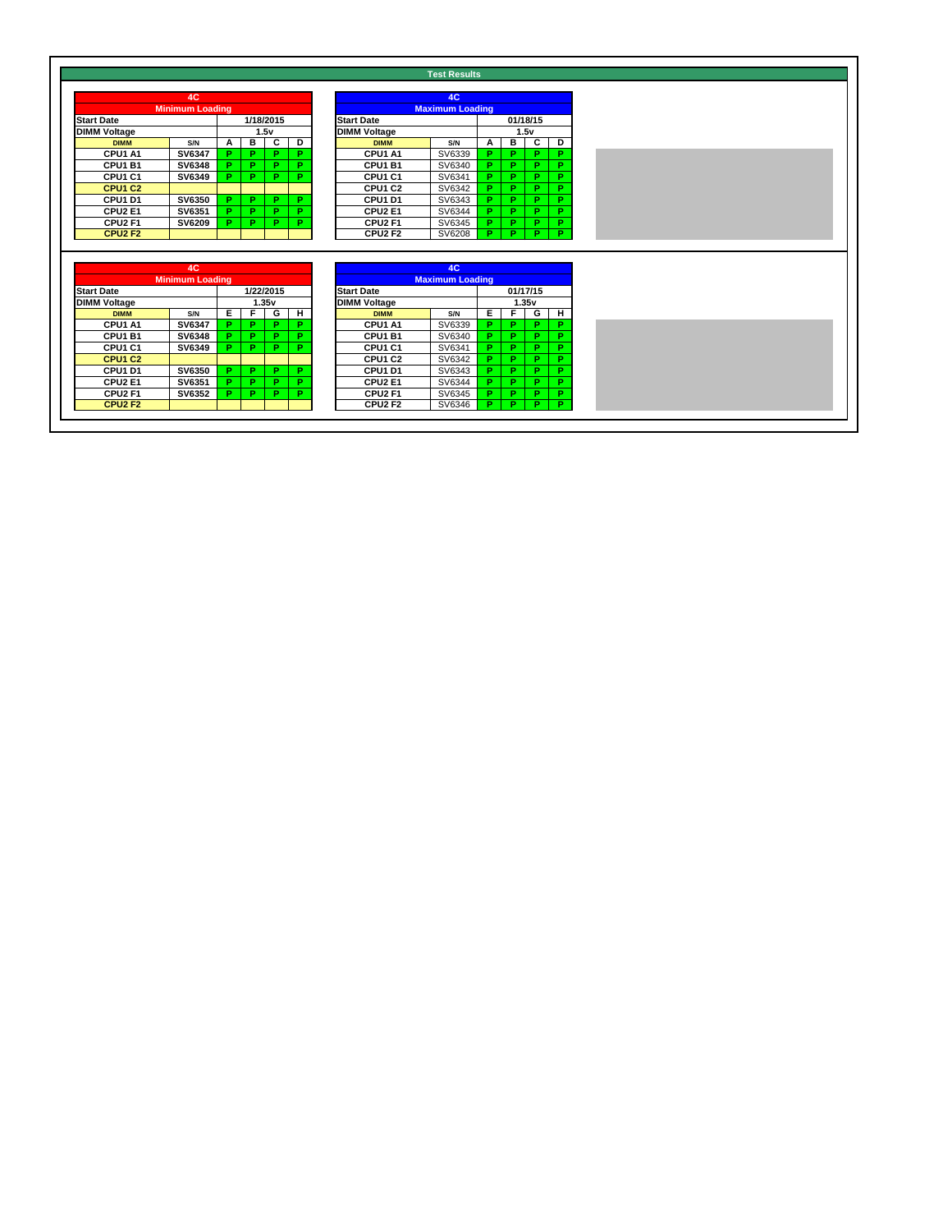## Test Results

| 4C Minimum Loading | | | | | |
|---|---|---|---|---|---|
| Start Date | | 1/18/2015 | | | |
| DIMM Voltage | | 1.5v | | | |
| DIMM | S/N | A | B | C | D |
| CPU1 A1 | SV6347 | P | P | P | P |
| CPU1 B1 | SV6348 | P | P | P | P |
| CPU1 C1 | SV6349 | P | P | P | P |
| CPU1 C2 | | | | | |
| CPU1 D1 | SV6350 | P | P | P | P |
| CPU2 E1 | SV6351 | P | P | P | P |
| CPU2 F1 | SV6209 | P | P | P | P |
| CPU2 F2 | | | | | |

| 4C Maximum Loading | | | | | |
|---|---|---|---|---|---|
| Start Date | | 01/18/15 | | | |
| DIMM Voltage | | 1.5v | | | |
| DIMM | S/N | A | B | C | D |
| CPU1 A1 | SV6339 | P | P | P | P |
| CPU1 B1 | SV6340 | P | P | P | P |
| CPU1 C1 | SV6341 | P | P | P | P |
| CPU1 C2 | SV6342 | P | P | P | P |
| CPU1 D1 | SV6343 | P | P | P | P |
| CPU2 E1 | SV6344 | P | P | P | P |
| CPU2 F1 | SV6345 | P | P | P | P |
| CPU2 F2 | SV6208 | P | P | P | P |

| 4C Minimum Loading | | | | | |
|---|---|---|---|---|---|
| Start Date | | 1/22/2015 | | | |
| DIMM Voltage | | 1.35v | | | |
| DIMM | S/N | E | F | G | H |
| CPU1 A1 | SV6347 | P | P | P | P |
| CPU1 B1 | SV6348 | P | P | P | P |
| CPU1 C1 | SV6349 | P | P | P | P |
| CPU1 C2 | | | | | |
| CPU1 D1 | SV6350 | P | P | P | P |
| CPU2 E1 | SV6351 | P | P | P | P |
| CPU2 F1 | SV6352 | P | P | P | P |
| CPU2 F2 | | | | | |

| 4C Maximum Loading | | | | | |
|---|---|---|---|---|---|
| Start Date | | 01/17/15 | | | |
| DIMM Voltage | | 1.35v | | | |
| DIMM | S/N | E | F | G | H |
| CPU1 A1 | SV6339 | P | P | P | P |
| CPU1 B1 | SV6340 | P | P | P | P |
| CPU1 C1 | SV6341 | P | P | P | P |
| CPU1 C2 | SV6342 | P | P | P | P |
| CPU1 D1 | SV6343 | P | P | P | P |
| CPU2 E1 | SV6344 | P | P | P | P |
| CPU2 F1 | SV6345 | P | P | P | P |
| CPU2 F2 | SV6346 | P | P | P | P |